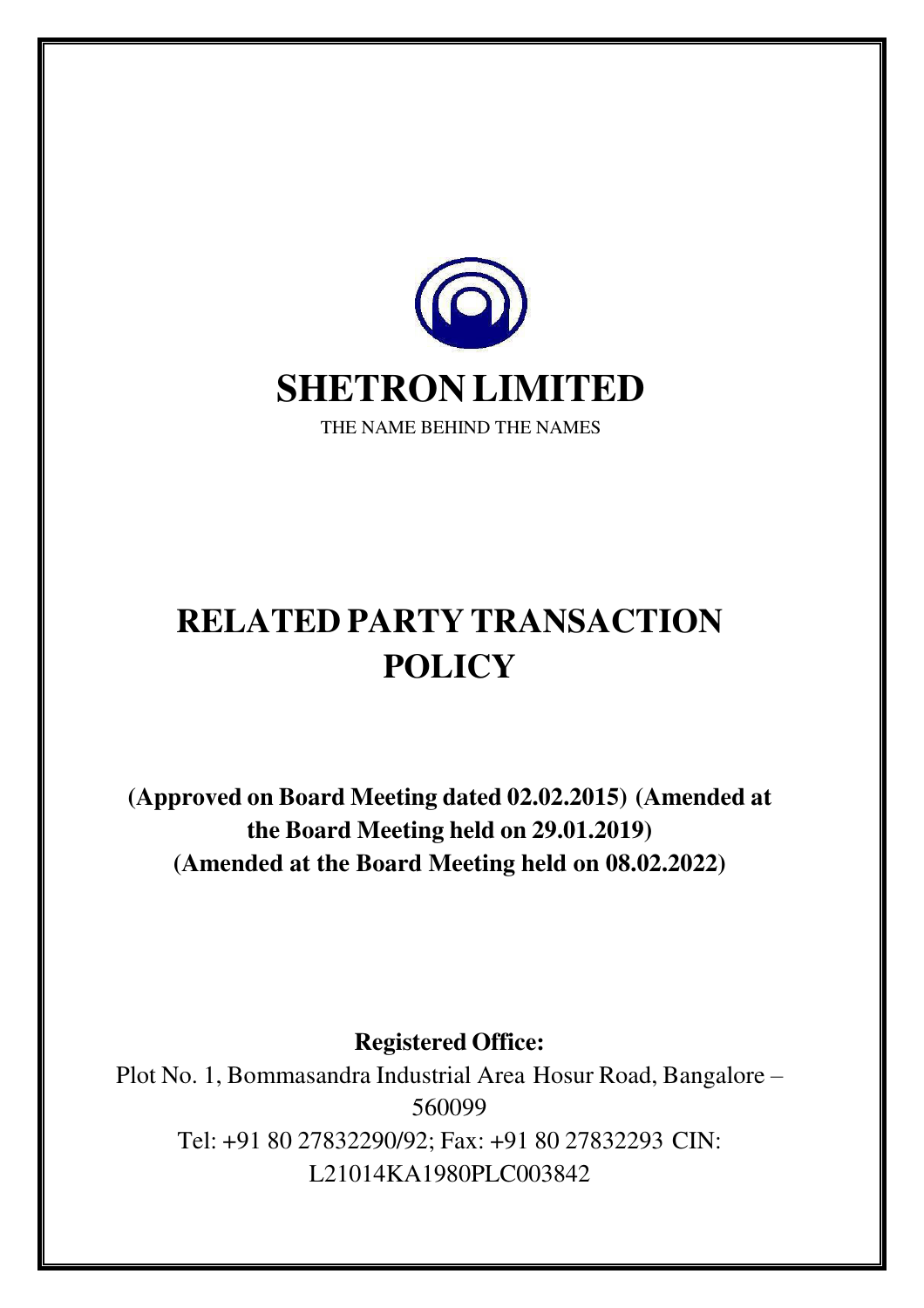# SHETRON LIMITED

THE NAME BEHIND THE NAMES

# RELATED PARTY TRANSACTION POLICY

**(Approved on Board Meeting dated 02.02.2015) (Amended at the Board Meeting held on 29.01.2019)**
**(Amended at the Board Meeting held on 08.02.2022)**

**Registered Office:**

Plot No. 1, Bommasandra Industrial Area Hosur Road, Bangalore – 560099

Tel: +91 80 27832290/92; Fax: +91 80 27832293 CIN: L21014KA1980PLC003842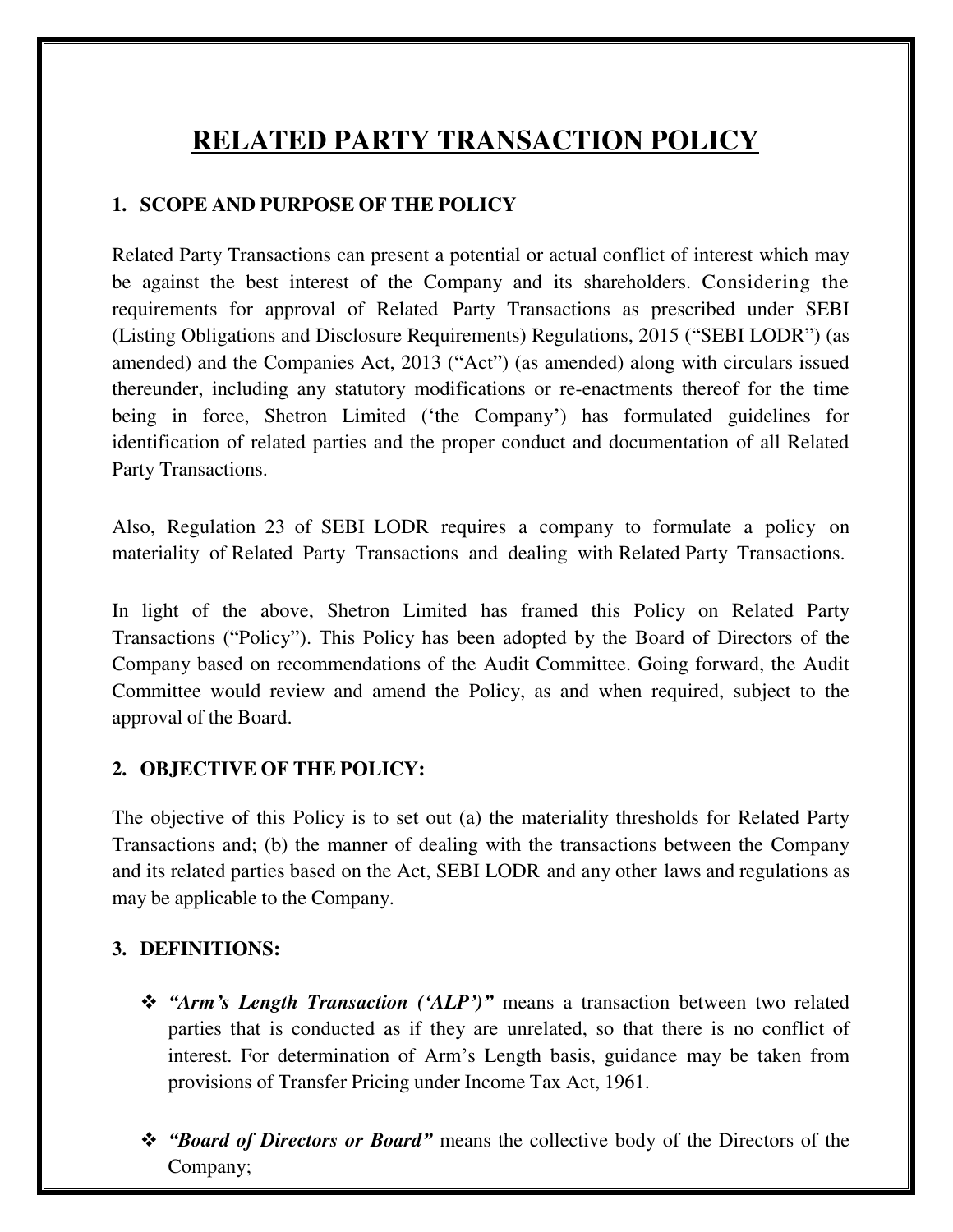# RELATED PARTY TRANSACTION POLICY

## 1. SCOPE AND PURPOSE OF THE POLICY

Related Party Transactions can present a potential or actual conflict of interest which may be against the best interest of the Company and its shareholders. Considering the requirements for approval of Related Party Transactions as prescribed under SEBI (Listing Obligations and Disclosure Requirements) Regulations, 2015 ("SEBI LODR") (as amended) and the Companies Act, 2013 ("Act") (as amended) along with circulars issued thereunder, including any statutory modifications or re-enactments thereof for the time being in force, Shetron Limited ('the Company') has formulated guidelines for identification of related parties and the proper conduct and documentation of all Related Party Transactions.

Also, Regulation 23 of SEBI LODR requires a company to formulate a policy on materiality of Related Party Transactions and dealing with Related Party Transactions.

In light of the above, Shetron Limited has framed this Policy on Related Party Transactions ("Policy"). This Policy has been adopted by the Board of Directors of the Company based on recommendations of the Audit Committee. Going forward, the Audit Committee would review and amend the Policy, as and when required, subject to the approval of the Board.

## 2. OBJECTIVE OF THE POLICY:

The objective of this Policy is to set out (a) the materiality thresholds for Related Party Transactions and; (b) the manner of dealing with the transactions between the Company and its related parties based on the Act, SEBI LODR and any other laws and regulations as may be applicable to the Company.

## 3. DEFINITIONS:

- ***"Arm's Length Transaction ('ALP')"*** means a transaction between two related parties that is conducted as if they are unrelated, so that there is no conflict of interest. For determination of Arm's Length basis, guidance may be taken from provisions of Transfer Pricing under Income Tax Act, 1961.

- ***"Board of Directors or Board"*** means the collective body of the Directors of the Company;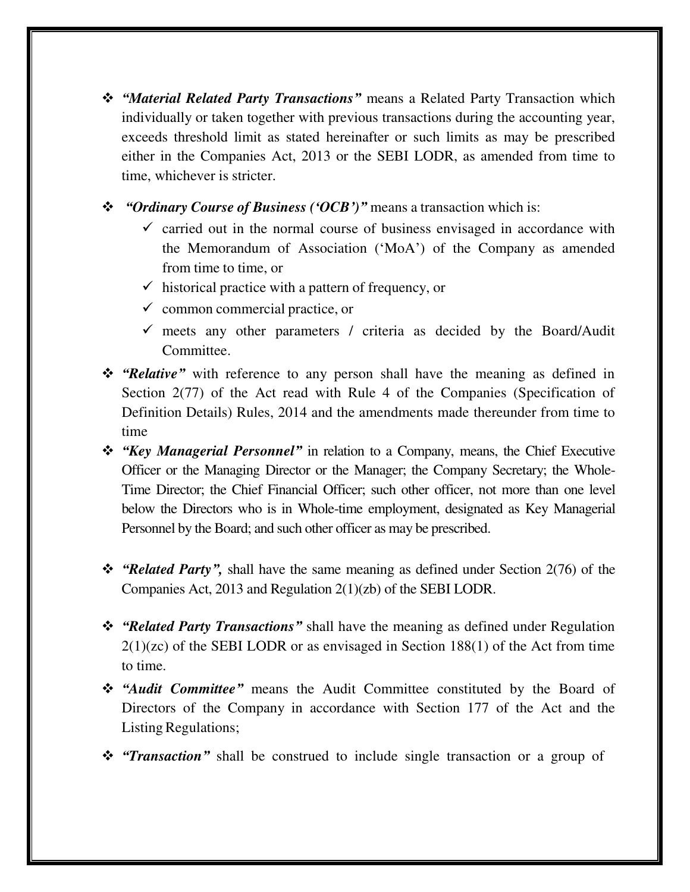- ***"Material Related Party Transactions"*** means a Related Party Transaction which individually or taken together with previous transactions during the accounting year, exceeds threshold limit as stated hereinafter or such limits as may be prescribed either in the Companies Act, 2013 or the SEBI LODR, as amended from time to time, whichever is stricter.

- ***"Ordinary Course of Business ('OCB')"*** means a transaction which is:
  - ✓ carried out in the normal course of business envisaged in accordance with the Memorandum of Association ('MoA') of the Company as amended from time to time, or
  - ✓ historical practice with a pattern of frequency, or
  - ✓ common commercial practice, or
  - ✓ meets any other parameters / criteria as decided by the Board/Audit Committee.

- ***"Relative"*** with reference to any person shall have the meaning as defined in Section 2(77) of the Act read with Rule 4 of the Companies (Specification of Definition Details) Rules, 2014 and the amendments made thereunder from time to time

- ***"Key Managerial Personnel"*** in relation to a Company, means, the Chief Executive Officer or the Managing Director or the Manager; the Company Secretary; the Whole-Time Director; the Chief Financial Officer; such other officer, not more than one level below the Directors who is in Whole-time employment, designated as Key Managerial Personnel by the Board; and such other officer as may be prescribed.

- ***"Related Party",*** shall have the same meaning as defined under Section 2(76) of the Companies Act, 2013 and Regulation 2(1)(zb) of the SEBI LODR.

- ***"Related Party Transactions"*** shall have the meaning as defined under Regulation 2(1)(zc) of the SEBI LODR or as envisaged in Section 188(1) of the Act from time to time.

- ***"Audit Committee"*** means the Audit Committee constituted by the Board of Directors of the Company in accordance with Section 177 of the Act and the Listing Regulations;

- ***"Transaction"*** shall be construed to include single transaction or a group of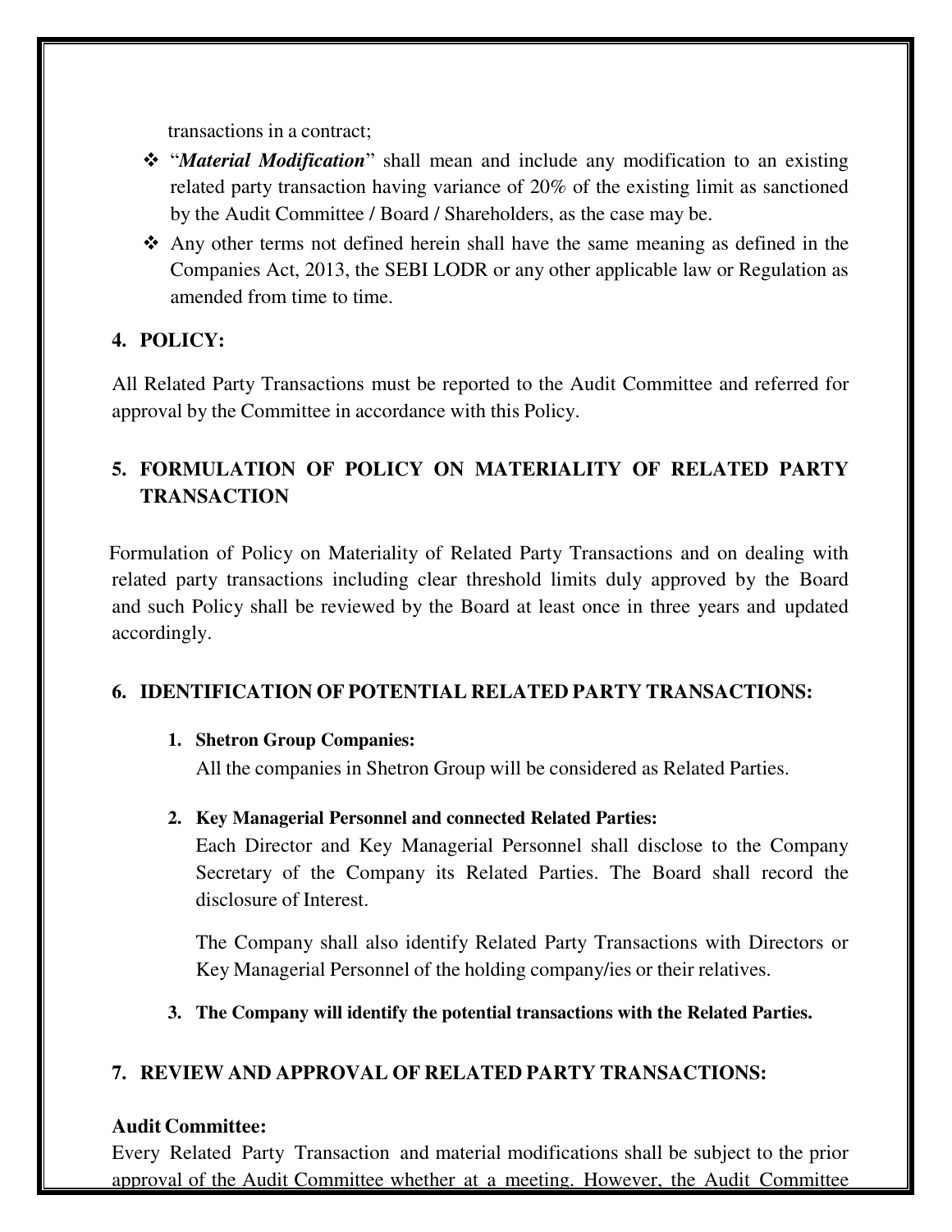transactions in a contract;

- "***Material Modification***" shall mean and include any modification to an existing related party transaction having variance of 20% of the existing limit as sanctioned by the Audit Committee / Board / Shareholders, as the case may be.
- Any other terms not defined herein shall have the same meaning as defined in the Companies Act, 2013, the SEBI LODR or any other applicable law or Regulation as amended from time to time.

## 4. POLICY:

All Related Party Transactions must be reported to the Audit Committee and referred for approval by the Committee in accordance with this Policy.

## 5. FORMULATION OF POLICY ON MATERIALITY OF RELATED PARTY TRANSACTION

Formulation of Policy on Materiality of Related Party Transactions and on dealing with related party transactions including clear threshold limits duly approved by the Board and such Policy shall be reviewed by the Board at least once in three years and updated accordingly.

## 6. IDENTIFICATION OF POTENTIAL RELATED PARTY TRANSACTIONS:

1. **Shetron Group Companies:**

   All the companies in Shetron Group will be considered as Related Parties.

2. **Key Managerial Personnel and connected Related Parties:**

   Each Director and Key Managerial Personnel shall disclose to the Company Secretary of the Company its Related Parties. The Board shall record the disclosure of Interest.

   The Company shall also identify Related Party Transactions with Directors or Key Managerial Personnel of the holding company/ies or their relatives.

3. **The Company will identify the potential transactions with the Related Parties.**

## 7. REVIEW AND APPROVAL OF RELATED PARTY TRANSACTIONS:

**Audit Committee:**

Every Related Party Transaction and material modifications shall be subject to the prior approval of the Audit Committee whether at a meeting. However, the Audit Committee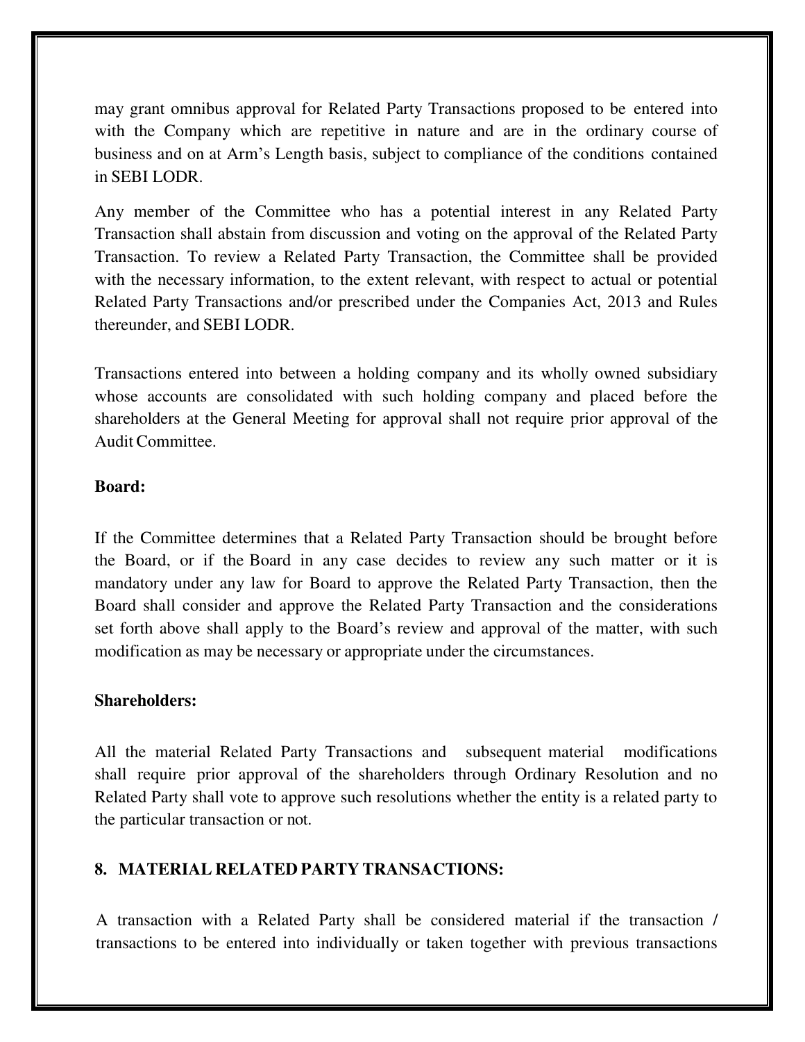may grant omnibus approval for Related Party Transactions proposed to be entered into with the Company which are repetitive in nature and are in the ordinary course of business and on at Arm's Length basis, subject to compliance of the conditions contained in SEBI LODR.

Any member of the Committee who has a potential interest in any Related Party Transaction shall abstain from discussion and voting on the approval of the Related Party Transaction. To review a Related Party Transaction, the Committee shall be provided with the necessary information, to the extent relevant, with respect to actual or potential Related Party Transactions and/or prescribed under the Companies Act, 2013 and Rules thereunder, and SEBI LODR.

Transactions entered into between a holding company and its wholly owned subsidiary whose accounts are consolidated with such holding company and placed before the shareholders at the General Meeting for approval shall not require prior approval of the Audit Committee.

**Board:**

If the Committee determines that a Related Party Transaction should be brought before the Board, or if the Board in any case decides to review any such matter or it is mandatory under any law for Board to approve the Related Party Transaction, then the Board shall consider and approve the Related Party Transaction and the considerations set forth above shall apply to the Board's review and approval of the matter, with such modification as may be necessary or appropriate under the circumstances.

**Shareholders:**

All the material Related Party Transactions and subsequent material modifications shall require prior approval of the shareholders through Ordinary Resolution and no Related Party shall vote to approve such resolutions whether the entity is a related party to the particular transaction or not.

## 8. MATERIAL RELATED PARTY TRANSACTIONS:

A transaction with a Related Party shall be considered material if the transaction / transactions to be entered into individually or taken together with previous transactions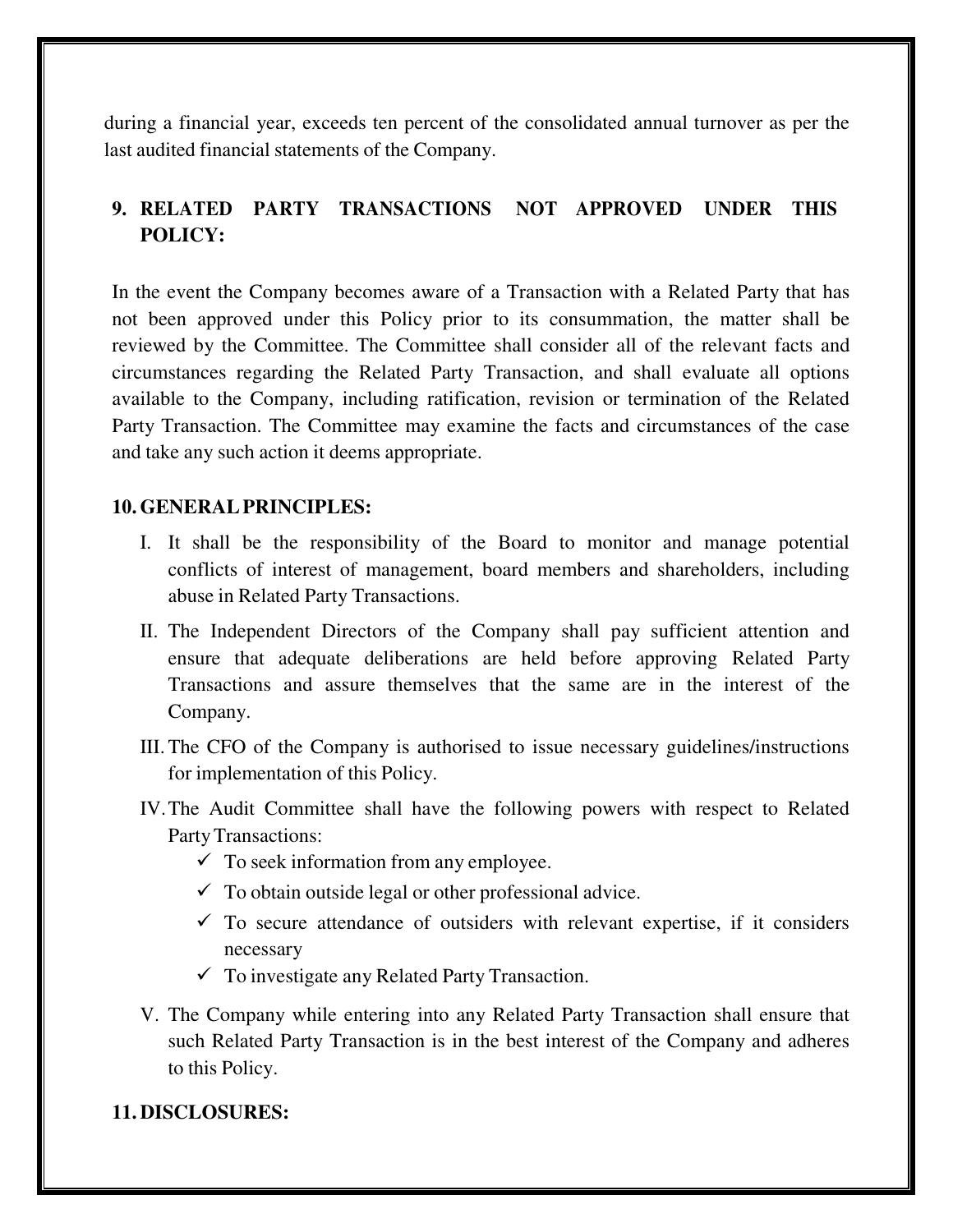during a financial year, exceeds ten percent of the consolidated annual turnover as per the last audited financial statements of the Company.

## 9. RELATED PARTY TRANSACTIONS NOT APPROVED UNDER THIS POLICY:

In the event the Company becomes aware of a Transaction with a Related Party that has not been approved under this Policy prior to its consummation, the matter shall be reviewed by the Committee. The Committee shall consider all of the relevant facts and circumstances regarding the Related Party Transaction, and shall evaluate all options available to the Company, including ratification, revision or termination of the Related Party Transaction. The Committee may examine the facts and circumstances of the case and take any such action it deems appropriate.

## 10. GENERAL PRINCIPLES:

I. It shall be the responsibility of the Board to monitor and manage potential conflicts of interest of management, board members and shareholders, including abuse in Related Party Transactions.

II. The Independent Directors of the Company shall pay sufficient attention and ensure that adequate deliberations are held before approving Related Party Transactions and assure themselves that the same are in the interest of the Company.

III. The CFO of the Company is authorised to issue necessary guidelines/instructions for implementation of this Policy.

IV. The Audit Committee shall have the following powers with respect to Related Party Transactions:
   - ✓ To seek information from any employee.
   - ✓ To obtain outside legal or other professional advice.
   - ✓ To secure attendance of outsiders with relevant expertise, if it considers necessary
   - ✓ To investigate any Related Party Transaction.

V. The Company while entering into any Related Party Transaction shall ensure that such Related Party Transaction is in the best interest of the Company and adheres to this Policy.

## 11. DISCLOSURES: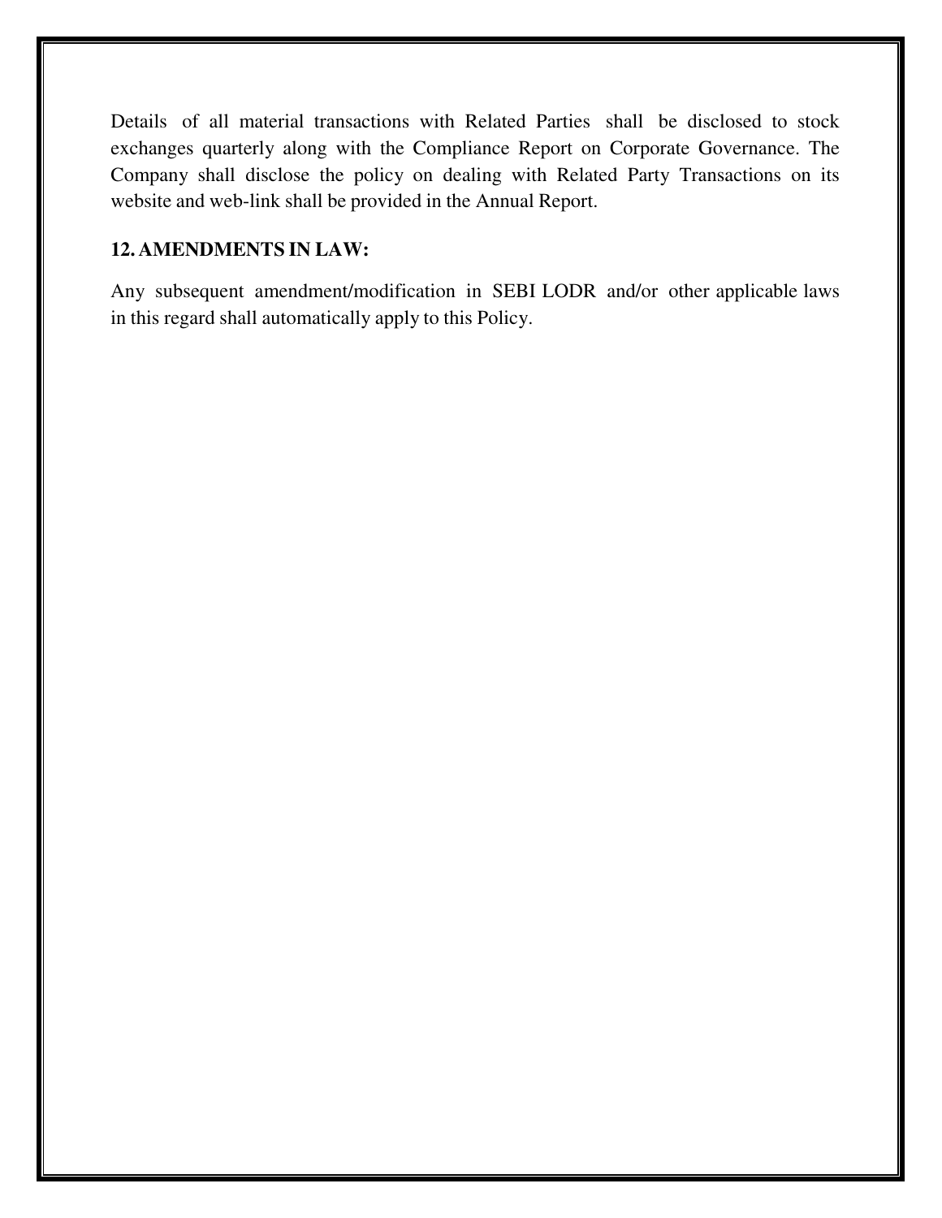Details of all material transactions with Related Parties shall be disclosed to stock exchanges quarterly along with the Compliance Report on Corporate Governance. The Company shall disclose the policy on dealing with Related Party Transactions on its website and web-link shall be provided in the Annual Report.

## 12. AMENDMENTS IN LAW:

Any subsequent amendment/modification in SEBI LODR and/or other applicable laws in this regard shall automatically apply to this Policy.